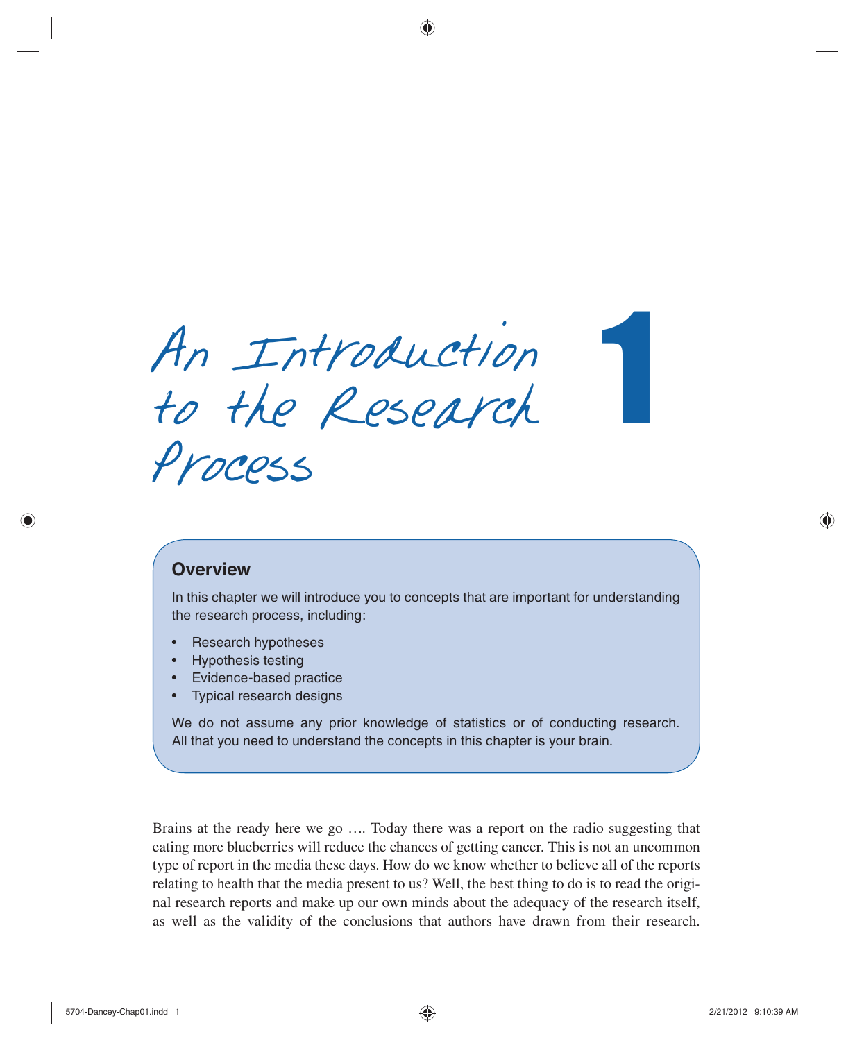# 1 An Introduction to the Research Process

## Overview

In this chapter we will introduce you to concepts that are important for understanding the research process, including:

- Research hypotheses
- Hypothesis testing
- Evidence-based practice
- Typical research designs

We do not assume any prior knowledge of statistics or of conducting research. All that you need to understand the concepts in this chapter is your brain.

Brains at the ready here we go …. Today there was a report on the radio suggesting that eating more blueberries will reduce the chances of getting cancer. This is not an uncommon type of report in the media these days. How do we know whether to believe all of the reports relating to health that the media present to us? Well, the best thing to do is to read the original research reports and make up our own minds about the adequacy of the research itself, as well as the validity of the conclusions that authors have drawn from their research.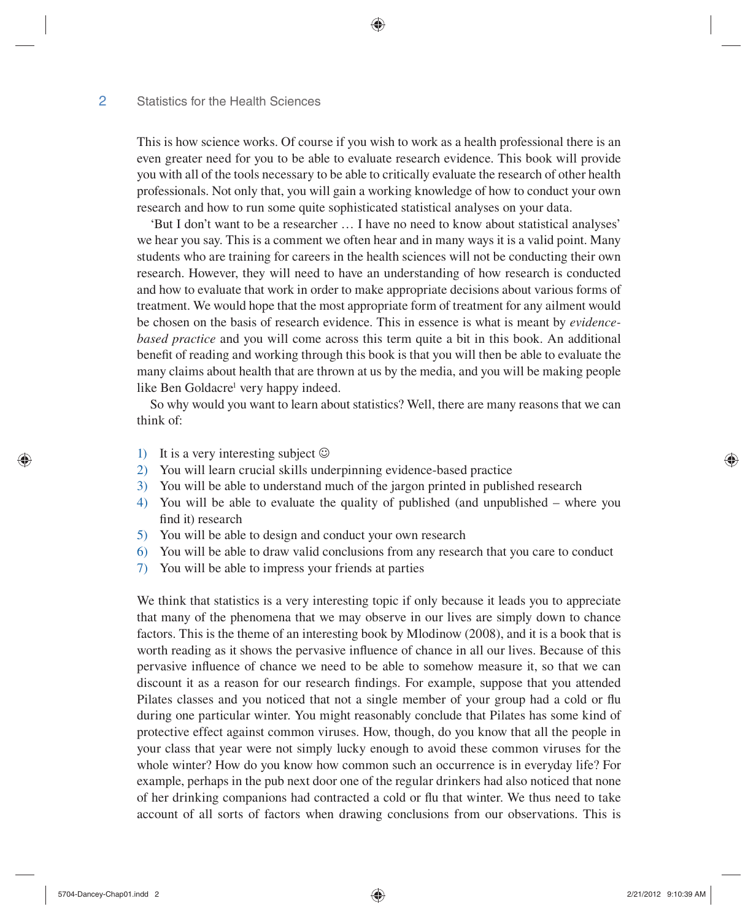This is how science works. Of course if you wish to work as a health professional there is an even greater need for you to be able to evaluate research evidence. This book will provide you with all of the tools necessary to be able to critically evaluate the research of other health professionals. Not only that, you will gain a working knowledge of how to conduct your own research and how to run some quite sophisticated statistical analyses on your data.

'But I don't want to be a researcher … I have no need to know about statistical analyses' we hear you say. This is a comment we often hear and in many ways it is a valid point. Many students who are training for careers in the health sciences will not be conducting their own research. However, they will need to have an understanding of how research is conducted and how to evaluate that work in order to make appropriate decisions about various forms of treatment. We would hope that the most appropriate form of treatment for any ailment would be chosen on the basis of research evidence. This in essence is what is meant by *evidence-based practice* and you will come across this term quite a bit in this book. An additional benefit of reading and working through this book is that you will then be able to evaluate the many claims about health that are thrown at us by the media, and you will be making people like Ben Goldacre[1] very happy indeed.

So why would you want to learn about statistics? Well, there are many reasons that we can think of:

1) It is a very interesting subject ☺
2) You will learn crucial skills underpinning evidence-based practice
3) You will be able to understand much of the jargon printed in published research
4) You will be able to evaluate the quality of published (and unpublished – where you find it) research
5) You will be able to design and conduct your own research
6) You will be able to draw valid conclusions from any research that you care to conduct
7) You will be able to impress your friends at parties

We think that statistics is a very interesting topic if only because it leads you to appreciate that many of the phenomena that we may observe in our lives are simply down to chance factors. This is the theme of an interesting book by Mlodinow (2008), and it is a book that is worth reading as it shows the pervasive influence of chance in all our lives. Because of this pervasive influence of chance we need to be able to somehow measure it, so that we can discount it as a reason for our research findings. For example, suppose that you attended Pilates classes and you noticed that not a single member of your group had a cold or flu during one particular winter. You might reasonably conclude that Pilates has some kind of protective effect against common viruses. How, though, do you know that all the people in your class that year were not simply lucky enough to avoid these common viruses for the whole winter? How do you know how common such an occurrence is in everyday life? For example, perhaps in the pub next door one of the regular drinkers had also noticed that none of her drinking companions had contracted a cold or flu that winter. We thus need to take account of all sorts of factors when drawing conclusions from our observations. This is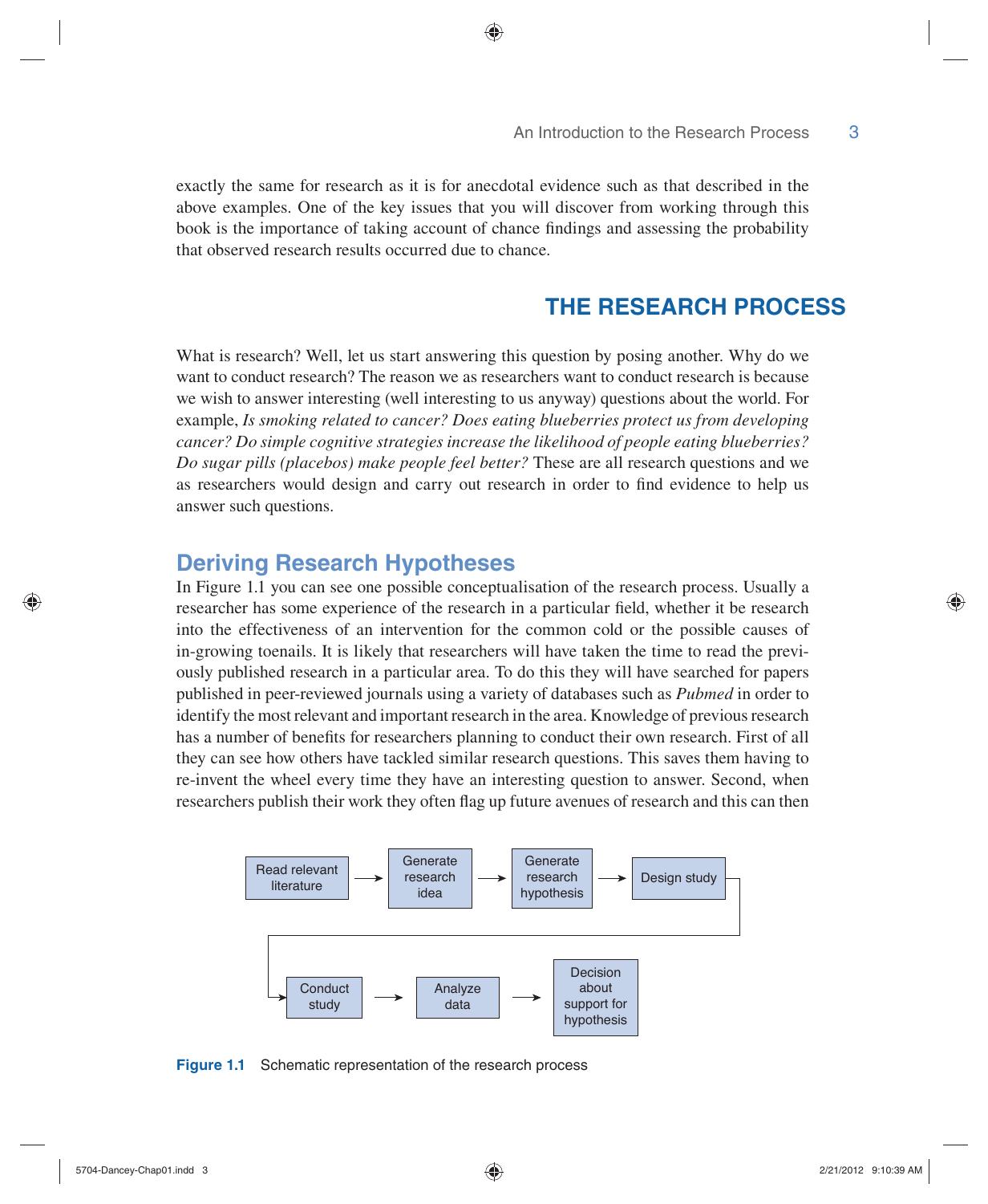exactly the same for research as it is for anecdotal evidence such as that described in the above examples. One of the key issues that you will discover from working through this book is the importance of taking account of chance findings and assessing the probability that observed research results occurred due to chance.

## THE RESEARCH PROCESS

What is research? Well, let us start answering this question by posing another. Why do we want to conduct research? The reason we as researchers want to conduct research is because we wish to answer interesting (well interesting to us anyway) questions about the world. For example, *Is smoking related to cancer? Does eating blueberries protect us from developing cancer? Do simple cognitive strategies increase the likelihood of people eating blueberries? Do sugar pills (placebos) make people feel better?* These are all research questions and we as researchers would design and carry out research in order to find evidence to help us answer such questions.

### Deriving Research Hypotheses

In Figure 1.1 you can see one possible conceptualisation of the research process. Usually a researcher has some experience of the research in a particular field, whether it be research into the effectiveness of an intervention for the common cold or the possible causes of in-growing toenails. It is likely that researchers will have taken the time to read the previously published research in a particular area. To do this they will have searched for papers published in peer-reviewed journals using a variety of databases such as *Pubmed* in order to identify the most relevant and important research in the area. Knowledge of previous research has a number of benefits for researchers planning to conduct their own research. First of all they can see how others have tackled similar research questions. This saves them having to re-invent the wheel every time they have an interesting question to answer. Second, when researchers publish their work they often flag up future avenues of research and this can then

Read relevant literature → Generate research idea → Generate research hypothesis → Design study → Conduct study → Analyze data → Decision about support for hypothesis

**Figure 1.1** Schematic representation of the research process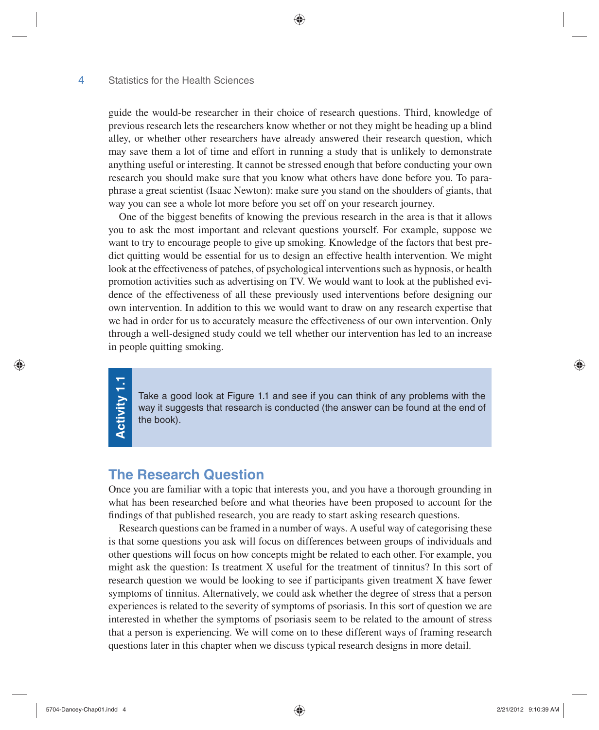guide the would-be researcher in their choice of research questions. Third, knowledge of previous research lets the researchers know whether or not they might be heading up a blind alley, or whether other researchers have already answered their research question, which may save them a lot of time and effort in running a study that is unlikely to demonstrate anything useful or interesting. It cannot be stressed enough that before conducting your own research you should make sure that you know what others have done before you. To paraphrase a great scientist (Isaac Newton): make sure you stand on the shoulders of giants, that way you can see a whole lot more before you set off on your research journey.

One of the biggest benefits of knowing the previous research in the area is that it allows you to ask the most important and relevant questions yourself. For example, suppose we want to try to encourage people to give up smoking. Knowledge of the factors that best predict quitting would be essential for us to design an effective health intervention. We might look at the effectiveness of patches, of psychological interventions such as hypnosis, or health promotion activities such as advertising on TV. We would want to look at the published evidence of the effectiveness of all these previously used interventions before designing our own intervention. In addition to this we would want to draw on any research expertise that we had in order for us to accurately measure the effectiveness of our own intervention. Only through a well-designed study could we tell whether our intervention has led to an increase in people quitting smoking.

**Activity 1.1**

Take a good look at Figure 1.1 and see if you can think of any problems with the way it suggests that research is conducted (the answer can be found at the end of the book).

## The Research Question

Once you are familiar with a topic that interests you, and you have a thorough grounding in what has been researched before and what theories have been proposed to account for the findings of that published research, you are ready to start asking research questions.

Research questions can be framed in a number of ways. A useful way of categorising these is that some questions you ask will focus on differences between groups of individuals and other questions will focus on how concepts might be related to each other. For example, you might ask the question: Is treatment X useful for the treatment of tinnitus? In this sort of research question we would be looking to see if participants given treatment X have fewer symptoms of tinnitus. Alternatively, we could ask whether the degree of stress that a person experiences is related to the severity of symptoms of psoriasis. In this sort of question we are interested in whether the symptoms of psoriasis seem to be related to the amount of stress that a person is experiencing. We will come on to these different ways of framing research questions later in this chapter when we discuss typical research designs in more detail.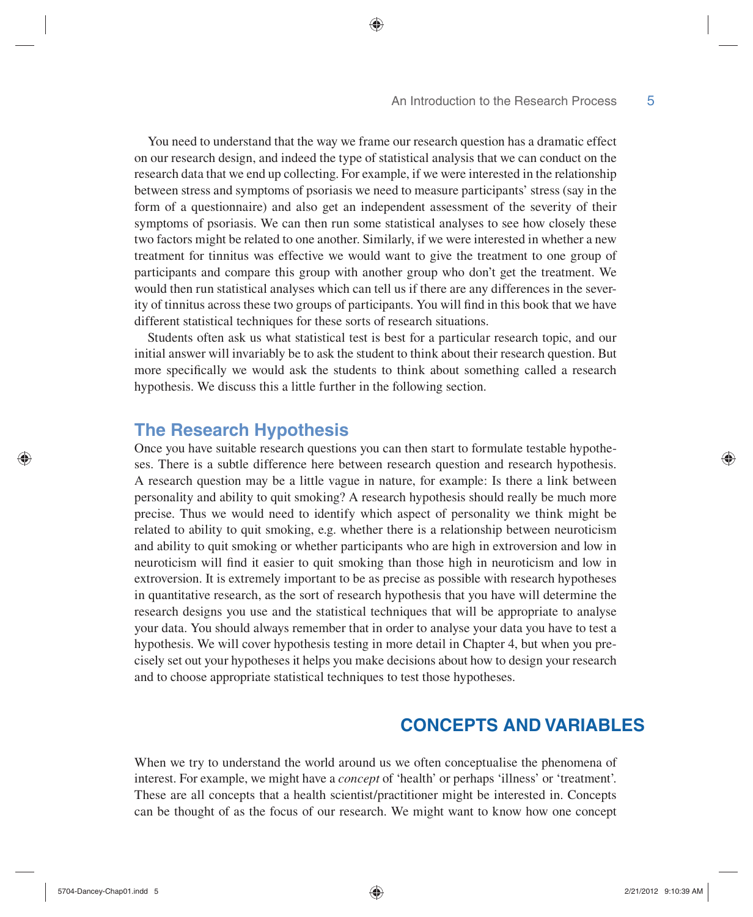You need to understand that the way we frame our research question has a dramatic effect on our research design, and indeed the type of statistical analysis that we can conduct on the research data that we end up collecting. For example, if we were interested in the relationship between stress and symptoms of psoriasis we need to measure participants' stress (say in the form of a questionnaire) and also get an independent assessment of the severity of their symptoms of psoriasis. We can then run some statistical analyses to see how closely these two factors might be related to one another. Similarly, if we were interested in whether a new treatment for tinnitus was effective we would want to give the treatment to one group of participants and compare this group with another group who don't get the treatment. We would then run statistical analyses which can tell us if there are any differences in the severity of tinnitus across these two groups of participants. You will find in this book that we have different statistical techniques for these sorts of research situations.

Students often ask us what statistical test is best for a particular research topic, and our initial answer will invariably be to ask the student to think about their research question. But more specifically we would ask the students to think about something called a research hypothesis. We discuss this a little further in the following section.

### The Research Hypothesis

Once you have suitable research questions you can then start to formulate testable hypotheses. There is a subtle difference here between research question and research hypothesis. A research question may be a little vague in nature, for example: Is there a link between personality and ability to quit smoking? A research hypothesis should really be much more precise. Thus we would need to identify which aspect of personality we think might be related to ability to quit smoking, e.g. whether there is a relationship between neuroticism and ability to quit smoking or whether participants who are high in extroversion and low in neuroticism will find it easier to quit smoking than those high in neuroticism and low in extroversion. It is extremely important to be as precise as possible with research hypotheses in quantitative research, as the sort of research hypothesis that you have will determine the research designs you use and the statistical techniques that will be appropriate to analyse your data. You should always remember that in order to analyse your data you have to test a hypothesis. We will cover hypothesis testing in more detail in Chapter 4, but when you precisely set out your hypotheses it helps you make decisions about how to design your research and to choose appropriate statistical techniques to test those hypotheses.

## CONCEPTS AND VARIABLES

When we try to understand the world around us we often conceptualise the phenomena of interest. For example, we might have a *concept* of 'health' or perhaps 'illness' or 'treatment'. These are all concepts that a health scientist/practitioner might be interested in. Concepts can be thought of as the focus of our research. We might want to know how one concept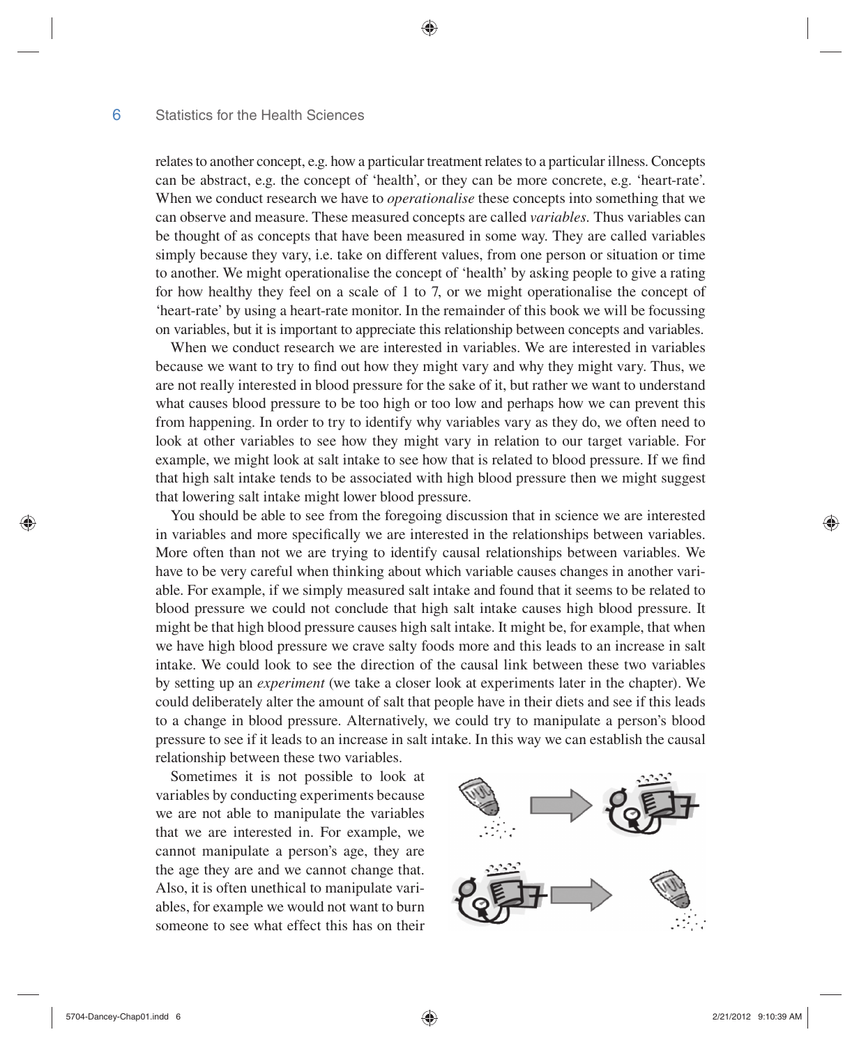relates to another concept, e.g. how a particular treatment relates to a particular illness. Concepts can be abstract, e.g. the concept of 'health', or they can be more concrete, e.g. 'heart-rate'. When we conduct research we have to *operationalise* these concepts into something that we can observe and measure. These measured concepts are called *variables*. Thus variables can be thought of as concepts that have been measured in some way. They are called variables simply because they vary, i.e. take on different values, from one person or situation or time to another. We might operationalise the concept of 'health' by asking people to give a rating for how healthy they feel on a scale of 1 to 7, or we might operationalise the concept of 'heart-rate' by using a heart-rate monitor. In the remainder of this book we will be focussing on variables, but it is important to appreciate this relationship between concepts and variables.

When we conduct research we are interested in variables. We are interested in variables because we want to try to find out how they might vary and why they might vary. Thus, we are not really interested in blood pressure for the sake of it, but rather we want to understand what causes blood pressure to be too high or too low and perhaps how we can prevent this from happening. In order to try to identify why variables vary as they do, we often need to look at other variables to see how they might vary in relation to our target variable. For example, we might look at salt intake to see how that is related to blood pressure. If we find that high salt intake tends to be associated with high blood pressure then we might suggest that lowering salt intake might lower blood pressure.

You should be able to see from the foregoing discussion that in science we are interested in variables and more specifically we are interested in the relationships between variables. More often than not we are trying to identify causal relationships between variables. We have to be very careful when thinking about which variable causes changes in another variable. For example, if we simply measured salt intake and found that it seems to be related to blood pressure we could not conclude that high salt intake causes high blood pressure. It might be that high blood pressure causes high salt intake. It might be, for example, that when we have high blood pressure we crave salty foods more and this leads to an increase in salt intake. We could look to see the direction of the causal link between these two variables by setting up an *experiment* (we take a closer look at experiments later in the chapter). We could deliberately alter the amount of salt that people have in their diets and see if this leads to a change in blood pressure. Alternatively, we could try to manipulate a person's blood pressure to see if it leads to an increase in salt intake. In this way we can establish the causal relationship between these two variables.

Sometimes it is not possible to look at variables by conducting experiments because we are not able to manipulate the variables that we are interested in. For example, we cannot manipulate a person's age, they are the age they are and we cannot change that. Also, it is often unethical to manipulate variables, for example we would not want to burn someone to see what effect this has on their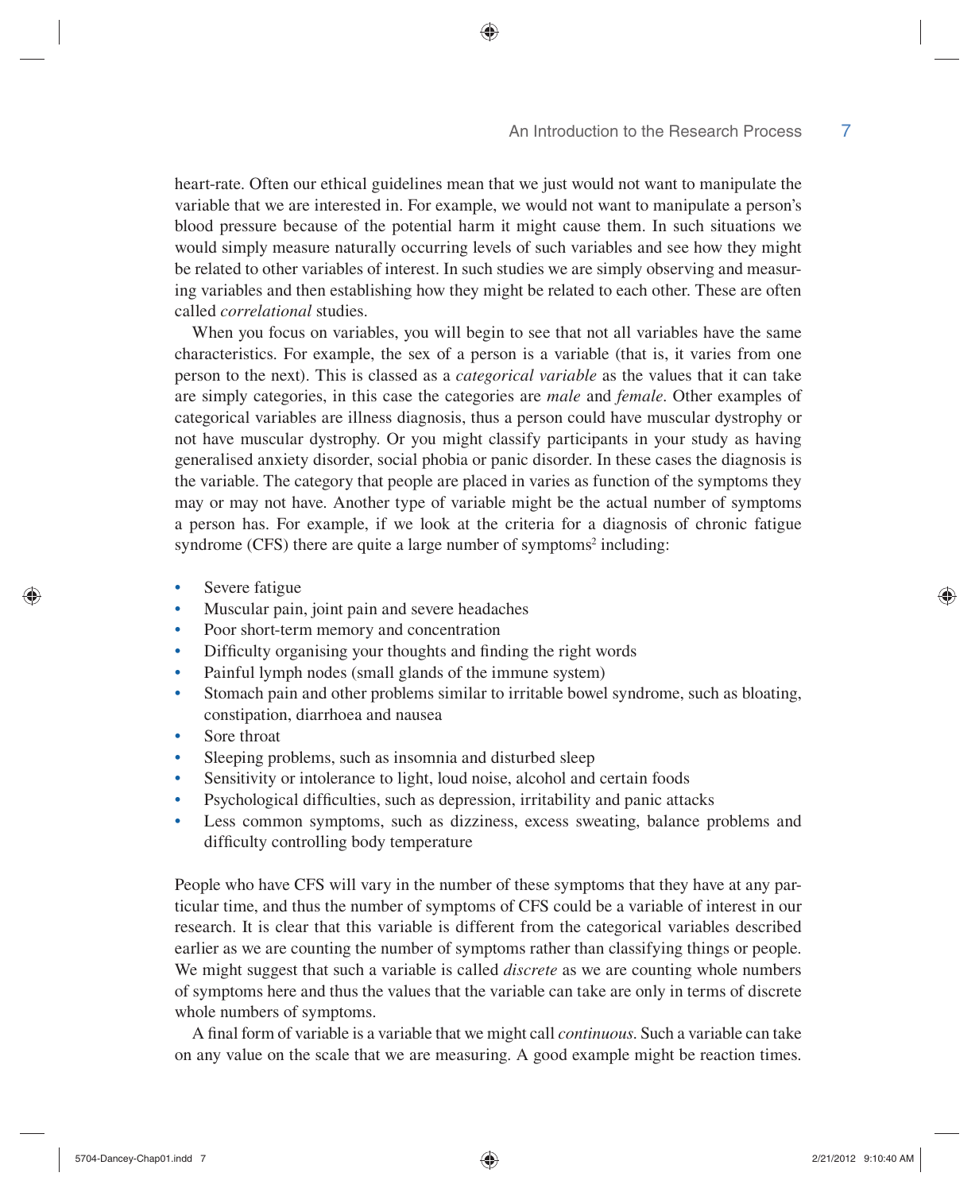heart-rate. Often our ethical guidelines mean that we just would not want to manipulate the variable that we are interested in. For example, we would not want to manipulate a person's blood pressure because of the potential harm it might cause them. In such situations we would simply measure naturally occurring levels of such variables and see how they might be related to other variables of interest. In such studies we are simply observing and measuring variables and then establishing how they might be related to each other. These are often called *correlational* studies.

When you focus on variables, you will begin to see that not all variables have the same characteristics. For example, the sex of a person is a variable (that is, it varies from one person to the next). This is classed as a *categorical variable* as the values that it can take are simply categories, in this case the categories are *male* and *female*. Other examples of categorical variables are illness diagnosis, thus a person could have muscular dystrophy or not have muscular dystrophy. Or you might classify participants in your study as having generalised anxiety disorder, social phobia or panic disorder. In these cases the diagnosis is the variable. The category that people are placed in varies as function of the symptoms they may or may not have. Another type of variable might be the actual number of symptoms a person has. For example, if we look at the criteria for a diagnosis of chronic fatigue syndrome (CFS) there are quite a large number of symptoms[2] including:

- Severe fatigue
- Muscular pain, joint pain and severe headaches
- Poor short-term memory and concentration
- Difficulty organising your thoughts and finding the right words
- Painful lymph nodes (small glands of the immune system)
- Stomach pain and other problems similar to irritable bowel syndrome, such as bloating, constipation, diarrhoea and nausea
- Sore throat
- Sleeping problems, such as insomnia and disturbed sleep
- Sensitivity or intolerance to light, loud noise, alcohol and certain foods
- Psychological difficulties, such as depression, irritability and panic attacks
- Less common symptoms, such as dizziness, excess sweating, balance problems and difficulty controlling body temperature

People who have CFS will vary in the number of these symptoms that they have at any particular time, and thus the number of symptoms of CFS could be a variable of interest in our research. It is clear that this variable is different from the categorical variables described earlier as we are counting the number of symptoms rather than classifying things or people. We might suggest that such a variable is called *discrete* as we are counting whole numbers of symptoms here and thus the values that the variable can take are only in terms of discrete whole numbers of symptoms.

A final form of variable is a variable that we might call *continuous*. Such a variable can take on any value on the scale that we are measuring. A good example might be reaction times.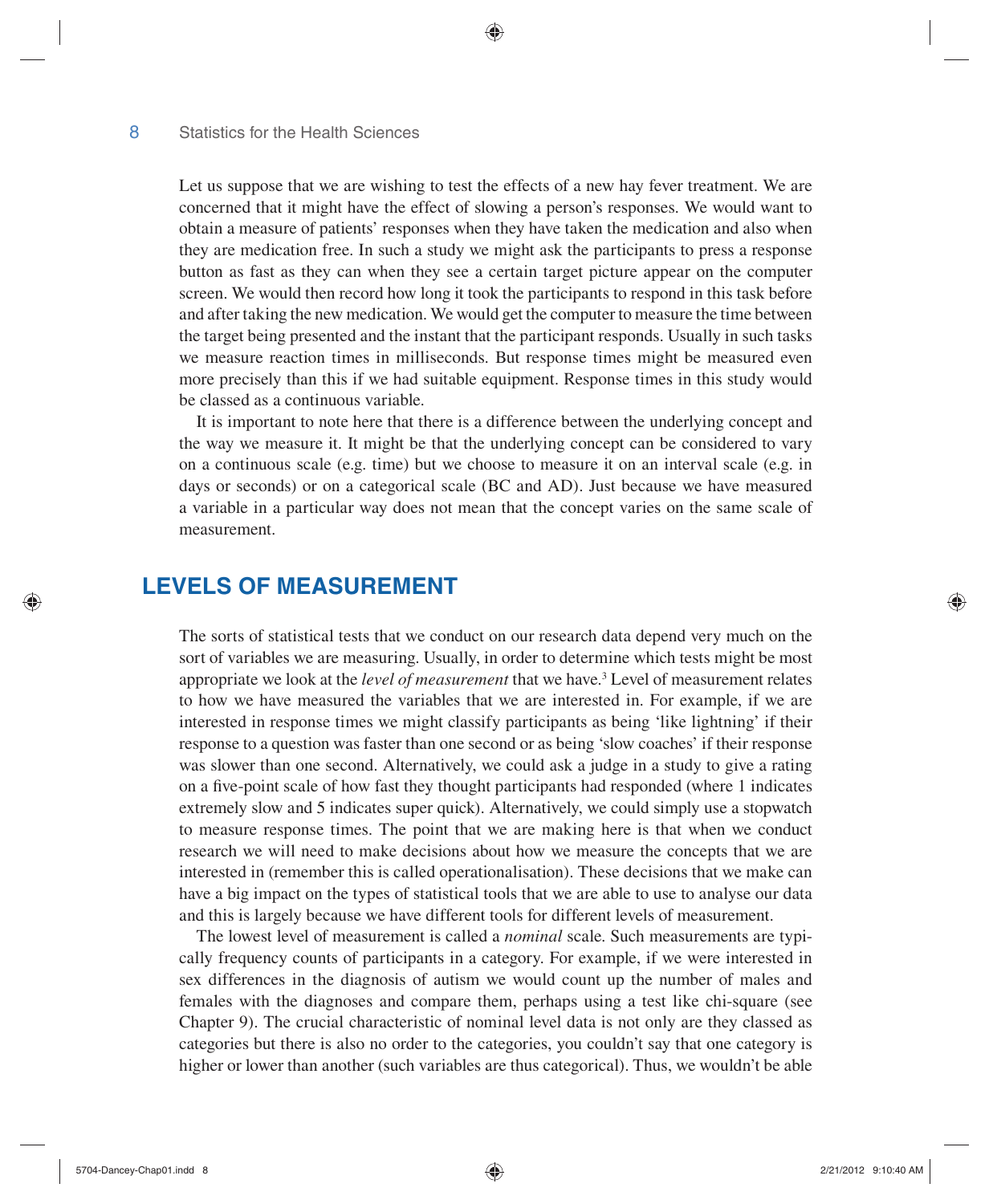Let us suppose that we are wishing to test the effects of a new hay fever treatment. We are concerned that it might have the effect of slowing a person's responses. We would want to obtain a measure of patients' responses when they have taken the medication and also when they are medication free. In such a study we might ask the participants to press a response button as fast as they can when they see a certain target picture appear on the computer screen. We would then record how long it took the participants to respond in this task before and after taking the new medication. We would get the computer to measure the time between the target being presented and the instant that the participant responds. Usually in such tasks we measure reaction times in milliseconds. But response times might be measured even more precisely than this if we had suitable equipment. Response times in this study would be classed as a continuous variable.

It is important to note here that there is a difference between the underlying concept and the way we measure it. It might be that the underlying concept can be considered to vary on a continuous scale (e.g. time) but we choose to measure it on an interval scale (e.g. in days or seconds) or on a categorical scale (BC and AD). Just because we have measured a variable in a particular way does not mean that the concept varies on the same scale of measurement.

## LEVELS OF MEASUREMENT

The sorts of statistical tests that we conduct on our research data depend very much on the sort of variables we are measuring. Usually, in order to determine which tests might be most appropriate we look at the *level of measurement* that we have.[3] Level of measurement relates to how we have measured the variables that we are interested in. For example, if we are interested in response times we might classify participants as being 'like lightning' if their response to a question was faster than one second or as being 'slow coaches' if their response was slower than one second. Alternatively, we could ask a judge in a study to give a rating on a five-point scale of how fast they thought participants had responded (where 1 indicates extremely slow and 5 indicates super quick). Alternatively, we could simply use a stopwatch to measure response times. The point that we are making here is that when we conduct research we will need to make decisions about how we measure the concepts that we are interested in (remember this is called operationalisation). These decisions that we make can have a big impact on the types of statistical tools that we are able to use to analyse our data and this is largely because we have different tools for different levels of measurement.

The lowest level of measurement is called a *nominal* scale. Such measurements are typically frequency counts of participants in a category. For example, if we were interested in sex differences in the diagnosis of autism we would count up the number of males and females with the diagnoses and compare them, perhaps using a test like chi-square (see Chapter 9). The crucial characteristic of nominal level data is not only are they classed as categories but there is also no order to the categories, you couldn't say that one category is higher or lower than another (such variables are thus categorical). Thus, we wouldn't be able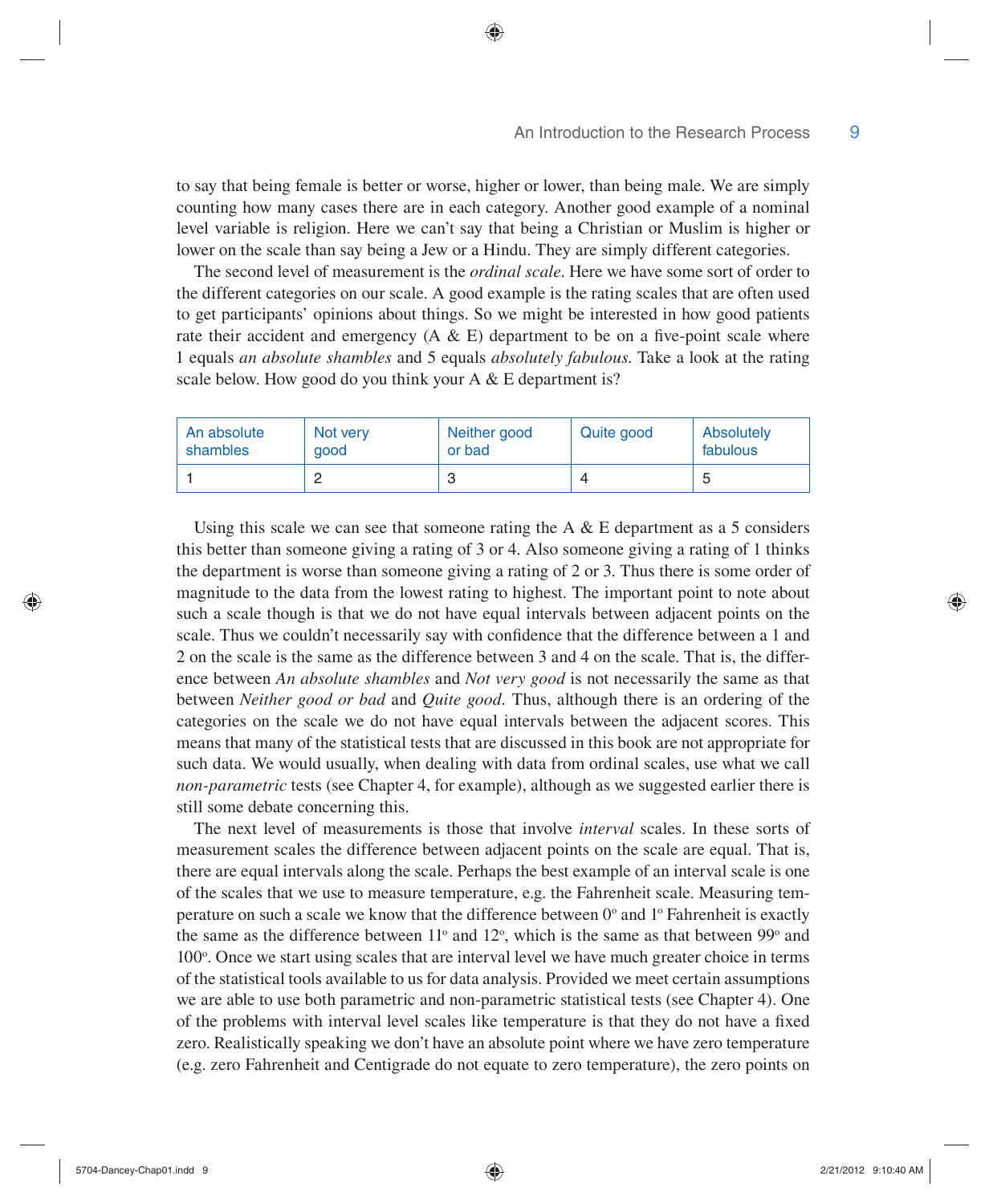to say that being female is better or worse, higher or lower, than being male. We are simply counting how many cases there are in each category. Another good example of a nominal level variable is religion. Here we can't say that being a Christian or Muslim is higher or lower on the scale than say being a Jew or a Hindu. They are simply different categories.

The second level of measurement is the *ordinal scale*. Here we have some sort of order to the different categories on our scale. A good example is the rating scales that are often used to get participants' opinions about things. So we might be interested in how good patients rate their accident and emergency (A & E) department to be on a five-point scale where 1 equals *an absolute shambles* and 5 equals *absolutely fabulous*. Take a look at the rating scale below. How good do you think your A & E department is?

| An absolute shambles | Not very good | Neither good or bad | Quite good | Absolutely fabulous |
|---|---|---|---|---|
| 1 | 2 | 3 | 4 | 5 |

Using this scale we can see that someone rating the A & E department as a 5 considers this better than someone giving a rating of 3 or 4. Also someone giving a rating of 1 thinks the department is worse than someone giving a rating of 2 or 3. Thus there is some order of magnitude to the data from the lowest rating to highest. The important point to note about such a scale though is that we do not have equal intervals between adjacent points on the scale. Thus we couldn't necessarily say with confidence that the difference between a 1 and 2 on the scale is the same as the difference between 3 and 4 on the scale. That is, the difference between *An absolute shambles* and *Not very good* is not necessarily the same as that between *Neither good or bad* and *Quite good*. Thus, although there is an ordering of the categories on the scale we do not have equal intervals between the adjacent scores. This means that many of the statistical tests that are discussed in this book are not appropriate for such data. We would usually, when dealing with data from ordinal scales, use what we call *non-parametric* tests (see Chapter 4, for example), although as we suggested earlier there is still some debate concerning this.

The next level of measurements is those that involve *interval* scales. In these sorts of measurement scales the difference between adjacent points on the scale are equal. That is, there are equal intervals along the scale. Perhaps the best example of an interval scale is one of the scales that we use to measure temperature, e.g. the Fahrenheit scale. Measuring temperature on such a scale we know that the difference between 0° and 1° Fahrenheit is exactly the same as the difference between 11° and 12°, which is the same as that between 99° and 100°. Once we start using scales that are interval level we have much greater choice in terms of the statistical tools available to us for data analysis. Provided we meet certain assumptions we are able to use both parametric and non-parametric statistical tests (see Chapter 4). One of the problems with interval level scales like temperature is that they do not have a fixed zero. Realistically speaking we don't have an absolute point where we have zero temperature (e.g. zero Fahrenheit and Centigrade do not equate to zero temperature), the zero points on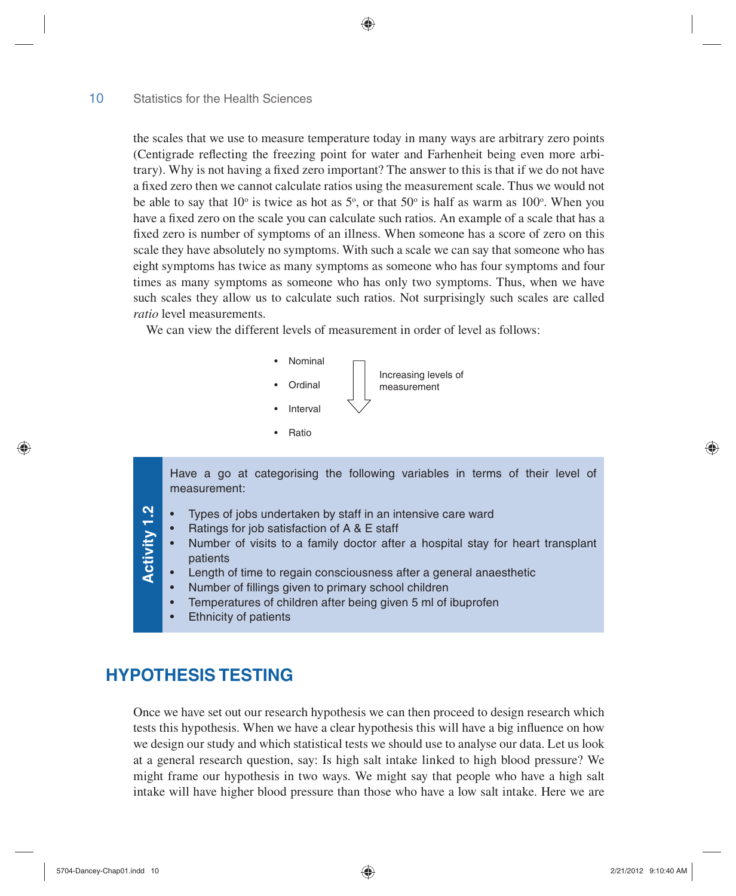the scales that we use to measure temperature today in many ways are arbitrary zero points (Centigrade reflecting the freezing point for water and Farhenheit being even more arbitrary). Why is not having a fixed zero important? The answer to this is that if we do not have a fixed zero then we cannot calculate ratios using the measurement scale. Thus we would not be able to say that 10° is twice as hot as 5°, or that 50° is half as warm as 100°. When you have a fixed zero on the scale you can calculate such ratios. An example of a scale that has a fixed zero is number of symptoms of an illness. When someone has a score of zero on this scale they have absolutely no symptoms. With such a scale we can say that someone who has eight symptoms has twice as many symptoms as someone who has four symptoms and four times as many symptoms as someone who has only two symptoms. Thus, when we have such scales they allow us to calculate such ratios. Not surprisingly such scales are called *ratio* level measurements.

We can view the different levels of measurement in order of level as follows:

- Nominal
- Ordinal
- Interval
- Ratio

(Increasing levels of measurement ↓)

> **Activity 1.2**
>
> Have a go at categorising the following variables in terms of their level of measurement:
>
> - Types of jobs undertaken by staff in an intensive care ward
> - Ratings for job satisfaction of A & E staff
> - Number of visits to a family doctor after a hospital stay for heart transplant patients
> - Length of time to regain consciousness after a general anaesthetic
> - Number of fillings given to primary school children
> - Temperatures of children after being given 5 ml of ibuprofen
> - Ethnicity of patients

## HYPOTHESIS TESTING

Once we have set out our research hypothesis we can then proceed to design research which tests this hypothesis. When we have a clear hypothesis this will have a big influence on how we design our study and which statistical tests we should use to analyse our data. Let us look at a general research question, say: Is high salt intake linked to high blood pressure? We might frame our hypothesis in two ways. We might say that people who have a high salt intake will have higher blood pressure than those who have a low salt intake. Here we are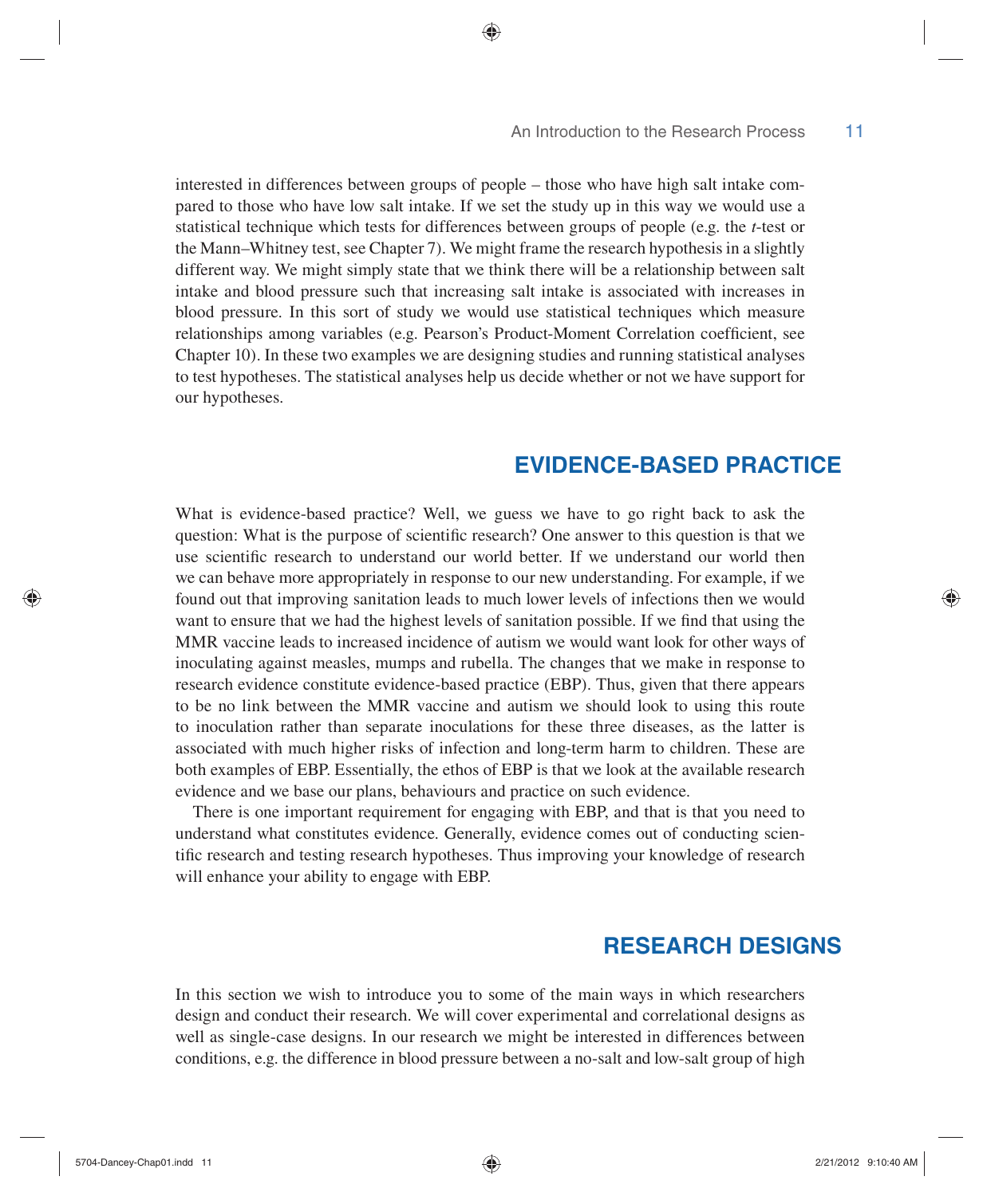interested in differences between groups of people – those who have high salt intake compared to those who have low salt intake. If we set the study up in this way we would use a statistical technique which tests for differences between groups of people (e.g. the *t*-test or the Mann–Whitney test, see Chapter 7). We might frame the research hypothesis in a slightly different way. We might simply state that we think there will be a relationship between salt intake and blood pressure such that increasing salt intake is associated with increases in blood pressure. In this sort of study we would use statistical techniques which measure relationships among variables (e.g. Pearson's Product-Moment Correlation coefficient, see Chapter 10). In these two examples we are designing studies and running statistical analyses to test hypotheses. The statistical analyses help us decide whether or not we have support for our hypotheses.

## EVIDENCE-BASED PRACTICE

What is evidence-based practice? Well, we guess we have to go right back to ask the question: What is the purpose of scientific research? One answer to this question is that we use scientific research to understand our world better. If we understand our world then we can behave more appropriately in response to our new understanding. For example, if we found out that improving sanitation leads to much lower levels of infections then we would want to ensure that we had the highest levels of sanitation possible. If we find that using the MMR vaccine leads to increased incidence of autism we would want look for other ways of inoculating against measles, mumps and rubella. The changes that we make in response to research evidence constitute evidence-based practice (EBP). Thus, given that there appears to be no link between the MMR vaccine and autism we should look to using this route to inoculation rather than separate inoculations for these three diseases, as the latter is associated with much higher risks of infection and long-term harm to children. These are both examples of EBP. Essentially, the ethos of EBP is that we look at the available research evidence and we base our plans, behaviours and practice on such evidence.

There is one important requirement for engaging with EBP, and that is that you need to understand what constitutes evidence. Generally, evidence comes out of conducting scientific research and testing research hypotheses. Thus improving your knowledge of research will enhance your ability to engage with EBP.

## RESEARCH DESIGNS

In this section we wish to introduce you to some of the main ways in which researchers design and conduct their research. We will cover experimental and correlational designs as well as single-case designs. In our research we might be interested in differences between conditions, e.g. the difference in blood pressure between a no-salt and low-salt group of high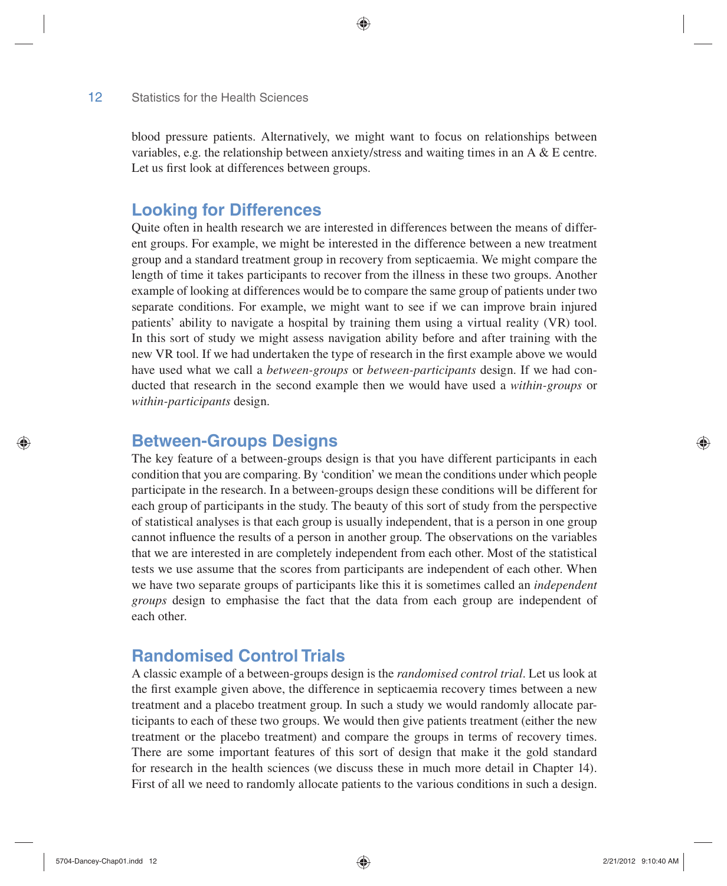blood pressure patients. Alternatively, we might want to focus on relationships between variables, e.g. the relationship between anxiety/stress and waiting times in an A & E centre. Let us first look at differences between groups.

## Looking for Differences

Quite often in health research we are interested in differences between the means of different groups. For example, we might be interested in the difference between a new treatment group and a standard treatment group in recovery from septicaemia. We might compare the length of time it takes participants to recover from the illness in these two groups. Another example of looking at differences would be to compare the same group of patients under two separate conditions. For example, we might want to see if we can improve brain injured patients' ability to navigate a hospital by training them using a virtual reality (VR) tool. In this sort of study we might assess navigation ability before and after training with the new VR tool. If we had undertaken the type of research in the first example above we would have used what we call a *between-groups* or *between-participants* design. If we had conducted that research in the second example then we would have used a *within-groups* or *within-participants* design.

## Between-Groups Designs

The key feature of a between-groups design is that you have different participants in each condition that you are comparing. By 'condition' we mean the conditions under which people participate in the research. In a between-groups design these conditions will be different for each group of participants in the study. The beauty of this sort of study from the perspective of statistical analyses is that each group is usually independent, that is a person in one group cannot influence the results of a person in another group. The observations on the variables that we are interested in are completely independent from each other. Most of the statistical tests we use assume that the scores from participants are independent of each other. When we have two separate groups of participants like this it is sometimes called an *independent groups* design to emphasise the fact that the data from each group are independent of each other.

## Randomised Control Trials

A classic example of a between-groups design is the *randomised control trial*. Let us look at the first example given above, the difference in septicaemia recovery times between a new treatment and a placebo treatment group. In such a study we would randomly allocate participants to each of these two groups. We would then give patients treatment (either the new treatment or the placebo treatment) and compare the groups in terms of recovery times. There are some important features of this sort of design that make it the gold standard for research in the health sciences (we discuss these in much more detail in Chapter 14). First of all we need to randomly allocate patients to the various conditions in such a design.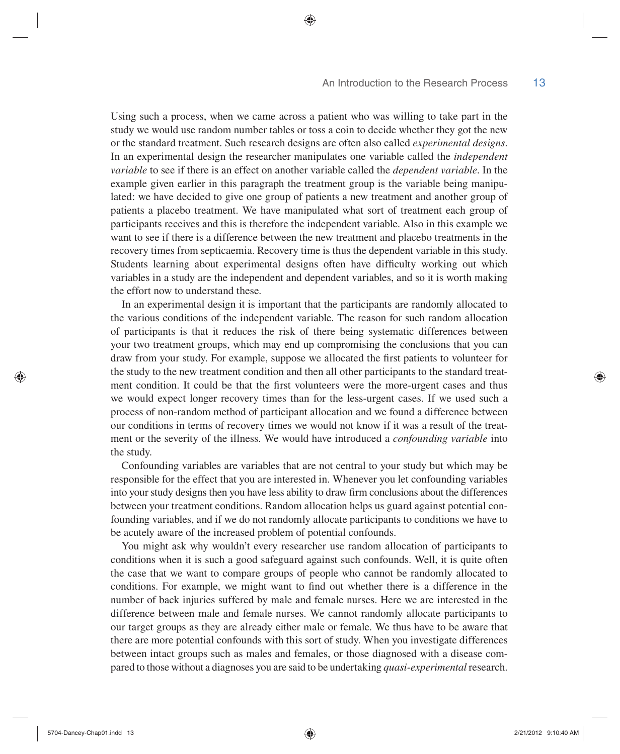Using such a process, when we came across a patient who was willing to take part in the study we would use random number tables or toss a coin to decide whether they got the new or the standard treatment. Such research designs are often also called *experimental designs*. In an experimental design the researcher manipulates one variable called the *independent variable* to see if there is an effect on another variable called the *dependent variable*. In the example given earlier in this paragraph the treatment group is the variable being manipulated: we have decided to give one group of patients a new treatment and another group of patients a placebo treatment. We have manipulated what sort of treatment each group of participants receives and this is therefore the independent variable. Also in this example we want to see if there is a difference between the new treatment and placebo treatments in the recovery times from septicaemia. Recovery time is thus the dependent variable in this study. Students learning about experimental designs often have difficulty working out which variables in a study are the independent and dependent variables, and so it is worth making the effort now to understand these.

In an experimental design it is important that the participants are randomly allocated to the various conditions of the independent variable. The reason for such random allocation of participants is that it reduces the risk of there being systematic differences between your two treatment groups, which may end up compromising the conclusions that you can draw from your study. For example, suppose we allocated the first patients to volunteer for the study to the new treatment condition and then all other participants to the standard treatment condition. It could be that the first volunteers were the more-urgent cases and thus we would expect longer recovery times than for the less-urgent cases. If we used such a process of non-random method of participant allocation and we found a difference between our conditions in terms of recovery times we would not know if it was a result of the treatment or the severity of the illness. We would have introduced a *confounding variable* into the study.

Confounding variables are variables that are not central to your study but which may be responsible for the effect that you are interested in. Whenever you let confounding variables into your study designs then you have less ability to draw firm conclusions about the differences between your treatment conditions. Random allocation helps us guard against potential confounding variables, and if we do not randomly allocate participants to conditions we have to be acutely aware of the increased problem of potential confounds.

You might ask why wouldn't every researcher use random allocation of participants to conditions when it is such a good safeguard against such confounds. Well, it is quite often the case that we want to compare groups of people who cannot be randomly allocated to conditions. For example, we might want to find out whether there is a difference in the number of back injuries suffered by male and female nurses. Here we are interested in the difference between male and female nurses. We cannot randomly allocate participants to our target groups as they are already either male or female. We thus have to be aware that there are more potential confounds with this sort of study. When you investigate differences between intact groups such as males and females, or those diagnosed with a disease compared to those without a diagnoses you are said to be undertaking *quasi-experimental* research.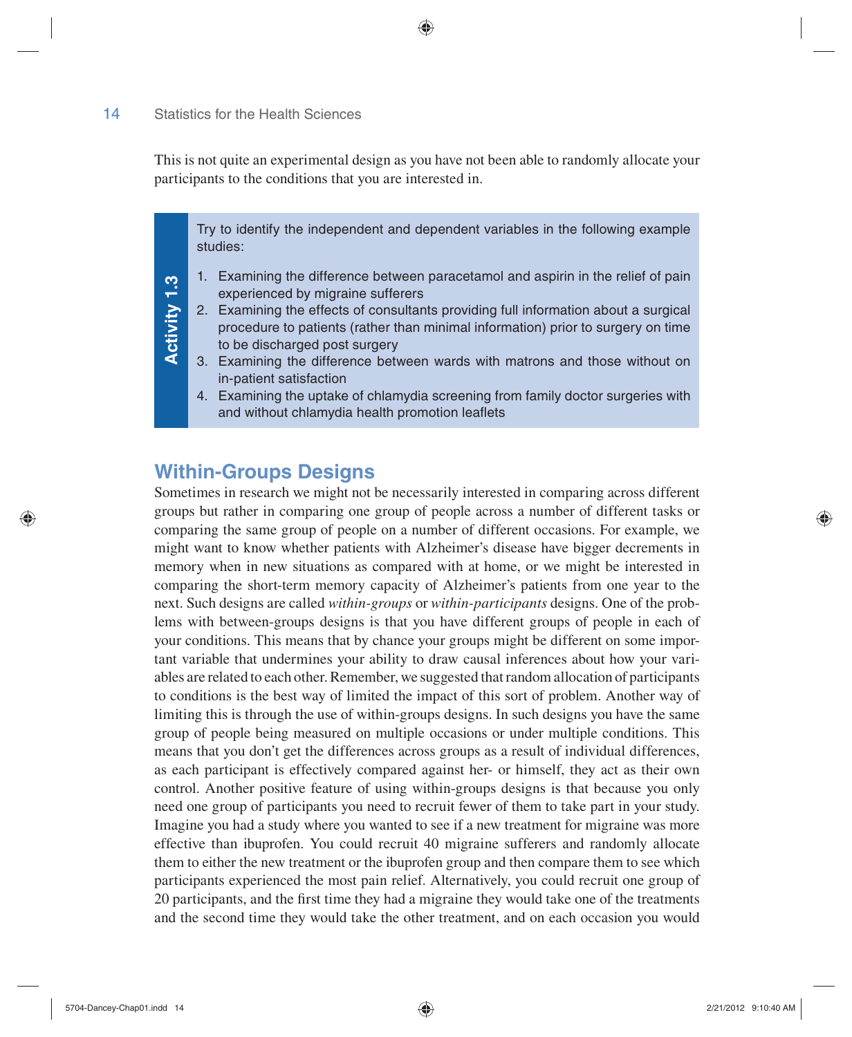This is not quite an experimental design as you have not been able to randomly allocate your participants to the conditions that you are interested in.

> **Activity 1.3**
>
> Try to identify the independent and dependent variables in the following example studies:
>
> 1. Examining the difference between paracetamol and aspirin in the relief of pain experienced by migraine sufferers
> 2. Examining the effects of consultants providing full information about a surgical procedure to patients (rather than minimal information) prior to surgery on time to be discharged post surgery
> 3. Examining the difference between wards with matrons and those without on in-patient satisfaction
> 4. Examining the uptake of chlamydia screening from family doctor surgeries with and without chlamydia health promotion leaflets

## Within-Groups Designs

Sometimes in research we might not be necessarily interested in comparing across different groups but rather in comparing one group of people across a number of different tasks or comparing the same group of people on a number of different occasions. For example, we might want to know whether patients with Alzheimer's disease have bigger decrements in memory when in new situations as compared with at home, or we might be interested in comparing the short-term memory capacity of Alzheimer's patients from one year to the next. Such designs are called *within-groups* or *within-participants* designs. One of the problems with between-groups designs is that you have different groups of people in each of your conditions. This means that by chance your groups might be different on some important variable that undermines your ability to draw causal inferences about how your variables are related to each other. Remember, we suggested that random allocation of participants to conditions is the best way of limited the impact of this sort of problem. Another way of limiting this is through the use of within-groups designs. In such designs you have the same group of people being measured on multiple occasions or under multiple conditions. This means that you don't get the differences across groups as a result of individual differences, as each participant is effectively compared against her- or himself, they act as their own control. Another positive feature of using within-groups designs is that because you only need one group of participants you need to recruit fewer of them to take part in your study. Imagine you had a study where you wanted to see if a new treatment for migraine was more effective than ibuprofen. You could recruit 40 migraine sufferers and randomly allocate them to either the new treatment or the ibuprofen group and then compare them to see which participants experienced the most pain relief. Alternatively, you could recruit one group of 20 participants, and the first time they had a migraine they would take one of the treatments and the second time they would take the other treatment, and on each occasion you would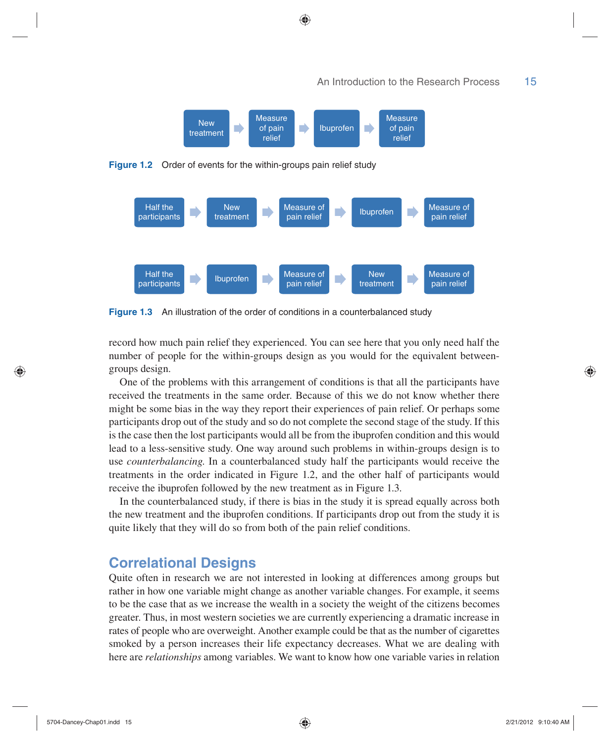New treatment → Measure of pain relief → Ibuprofen → Measure of pain relief

**Figure 1.2** Order of events for the within-groups pain relief study

Half the participants → New treatment → Measure of pain relief → Ibuprofen → Measure of pain relief

Half the participants → Ibuprofen → Measure of pain relief → New treatment → Measure of pain relief

**Figure 1.3** An illustration of the order of conditions in a counterbalanced study

record how much pain relief they experienced. You can see here that you only need half the number of people for the within-groups design as you would for the equivalent between-groups design.

One of the problems with this arrangement of conditions is that all the participants have received the treatments in the same order. Because of this we do not know whether there might be some bias in the way they report their experiences of pain relief. Or perhaps some participants drop out of the study and so do not complete the second stage of the study. If this is the case then the lost participants would all be from the ibuprofen condition and this would lead to a less-sensitive study. One way around such problems in within-groups design is to use *counterbalancing*. In a counterbalanced study half the participants would receive the treatments in the order indicated in Figure 1.2, and the other half of participants would receive the ibuprofen followed by the new treatment as in Figure 1.3.

In the counterbalanced study, if there is bias in the study it is spread equally across both the new treatment and the ibuprofen conditions. If participants drop out from the study it is quite likely that they will do so from both of the pain relief conditions.

## Correlational Designs

Quite often in research we are not interested in looking at differences among groups but rather in how one variable might change as another variable changes. For example, it seems to be the case that as we increase the wealth in a society the weight of the citizens becomes greater. Thus, in most western societies we are currently experiencing a dramatic increase in rates of people who are overweight. Another example could be that as the number of cigarettes smoked by a person increases their life expectancy decreases. What we are dealing with here are *relationships* among variables. We want to know how one variable varies in relation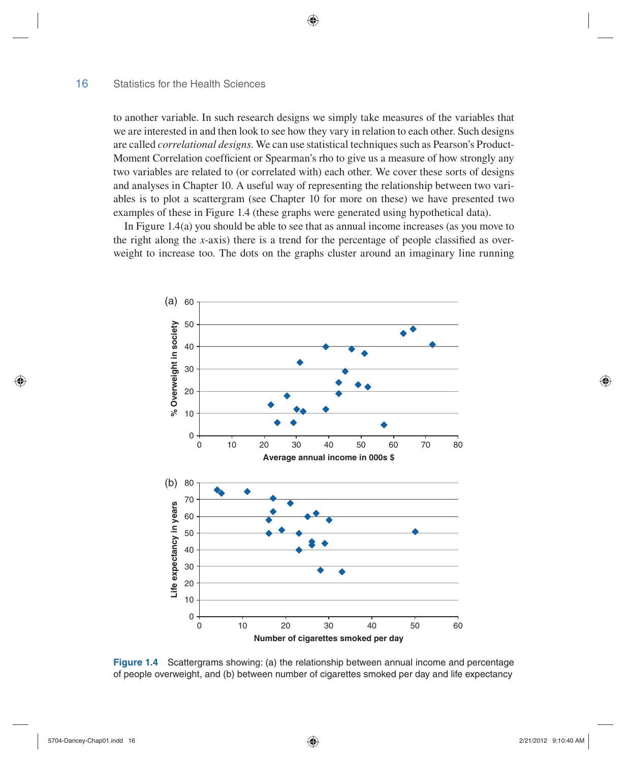to another variable. In such research designs we simply take measures of the variables that we are interested in and then look to see how they vary in relation to each other. Such designs are called *correlational designs*. We can use statistical techniques such as Pearson's Product-Moment Correlation coefficient or Spearman's rho to give us a measure of how strongly any two variables are related to (or correlated with) each other. We cover these sorts of designs and analyses in Chapter 10. A useful way of representing the relationship between two variables is to plot a scattergram (see Chapter 10 for more on these) we have presented two examples of these in Figure 1.4 (these graphs were generated using hypothetical data).

In Figure 1.4(a) you should be able to see that as annual income increases (as you move to the right along the *x*-axis) there is a trend for the percentage of people classified as overweight to increase too. The dots on the graphs cluster around an imaginary line running

**Figure 1.4** Scattergrams showing: (a) the relationship between annual income and percentage of people overweight, and (b) between number of cigarettes smoked per day and life expectancy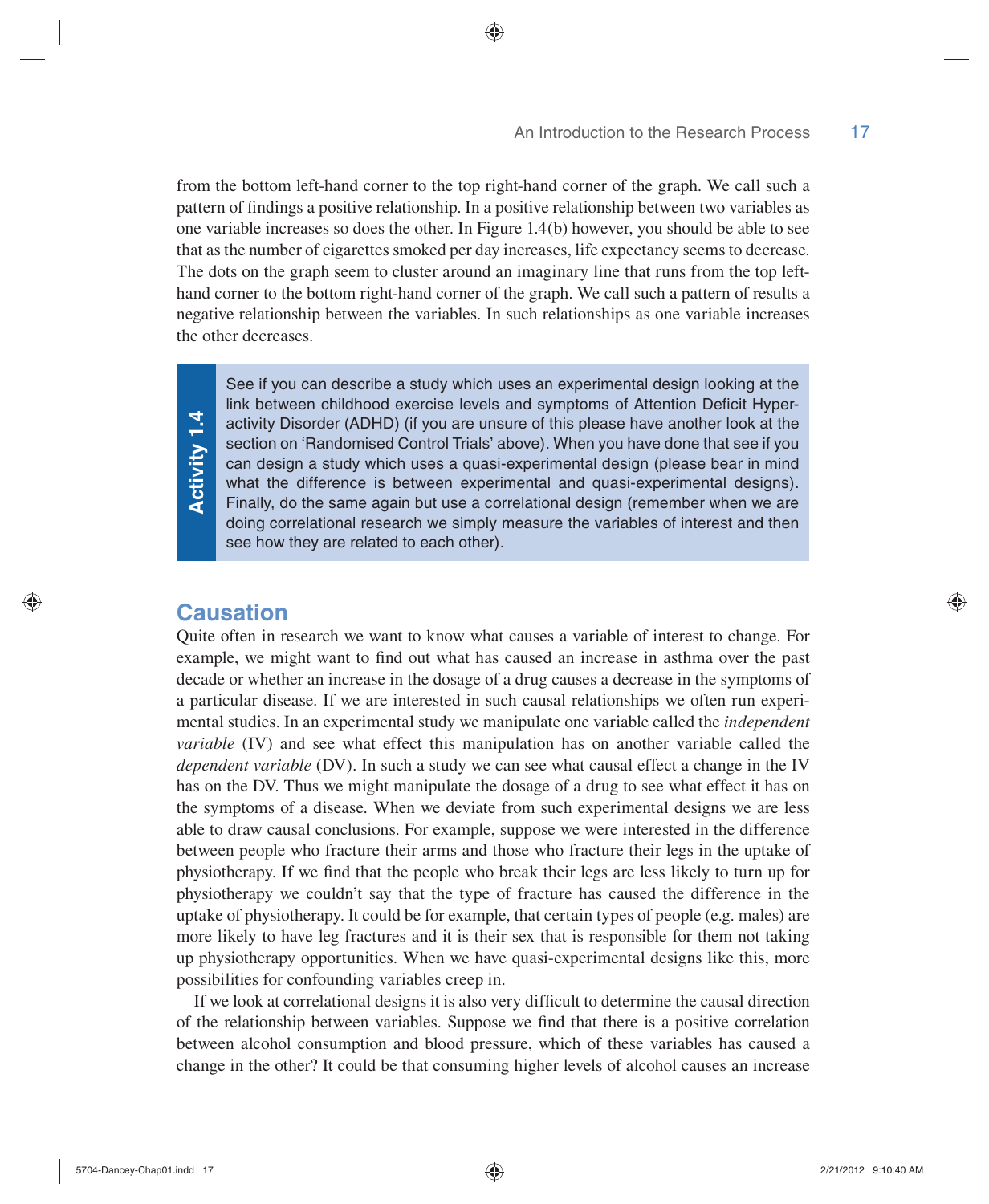from the bottom left-hand corner to the top right-hand corner of the graph. We call such a pattern of findings a positive relationship. In a positive relationship between two variables as one variable increases so does the other. In Figure 1.4(b) however, you should be able to see that as the number of cigarettes smoked per day increases, life expectancy seems to decrease. The dots on the graph seem to cluster around an imaginary line that runs from the top left-hand corner to the bottom right-hand corner of the graph. We call such a pattern of results a negative relationship between the variables. In such relationships as one variable increases the other decreases.

> **Activity 1.4**
>
> See if you can describe a study which uses an experimental design looking at the link between childhood exercise levels and symptoms of Attention Deficit Hyperactivity Disorder (ADHD) (if you are unsure of this please have another look at the section on 'Randomised Control Trials' above). When you have done that see if you can design a study which uses a quasi-experimental design (please bear in mind what the difference is between experimental and quasi-experimental designs). Finally, do the same again but use a correlational design (remember when we are doing correlational research we simply measure the variables of interest and then see how they are related to each other).

## Causation

Quite often in research we want to know what causes a variable of interest to change. For example, we might want to find out what has caused an increase in asthma over the past decade or whether an increase in the dosage of a drug causes a decrease in the symptoms of a particular disease. If we are interested in such causal relationships we often run experimental studies. In an experimental study we manipulate one variable called the *independent variable* (IV) and see what effect this manipulation has on another variable called the *dependent variable* (DV). In such a study we can see what causal effect a change in the IV has on the DV. Thus we might manipulate the dosage of a drug to see what effect it has on the symptoms of a disease. When we deviate from such experimental designs we are less able to draw causal conclusions. For example, suppose we were interested in the difference between people who fracture their arms and those who fracture their legs in the uptake of physiotherapy. If we find that the people who break their legs are less likely to turn up for physiotherapy we couldn't say that the type of fracture has caused the difference in the uptake of physiotherapy. It could be for example, that certain types of people (e.g. males) are more likely to have leg fractures and it is their sex that is responsible for them not taking up physiotherapy opportunities. When we have quasi-experimental designs like this, more possibilities for confounding variables creep in.

If we look at correlational designs it is also very difficult to determine the causal direction of the relationship between variables. Suppose we find that there is a positive correlation between alcohol consumption and blood pressure, which of these variables has caused a change in the other? It could be that consuming higher levels of alcohol causes an increase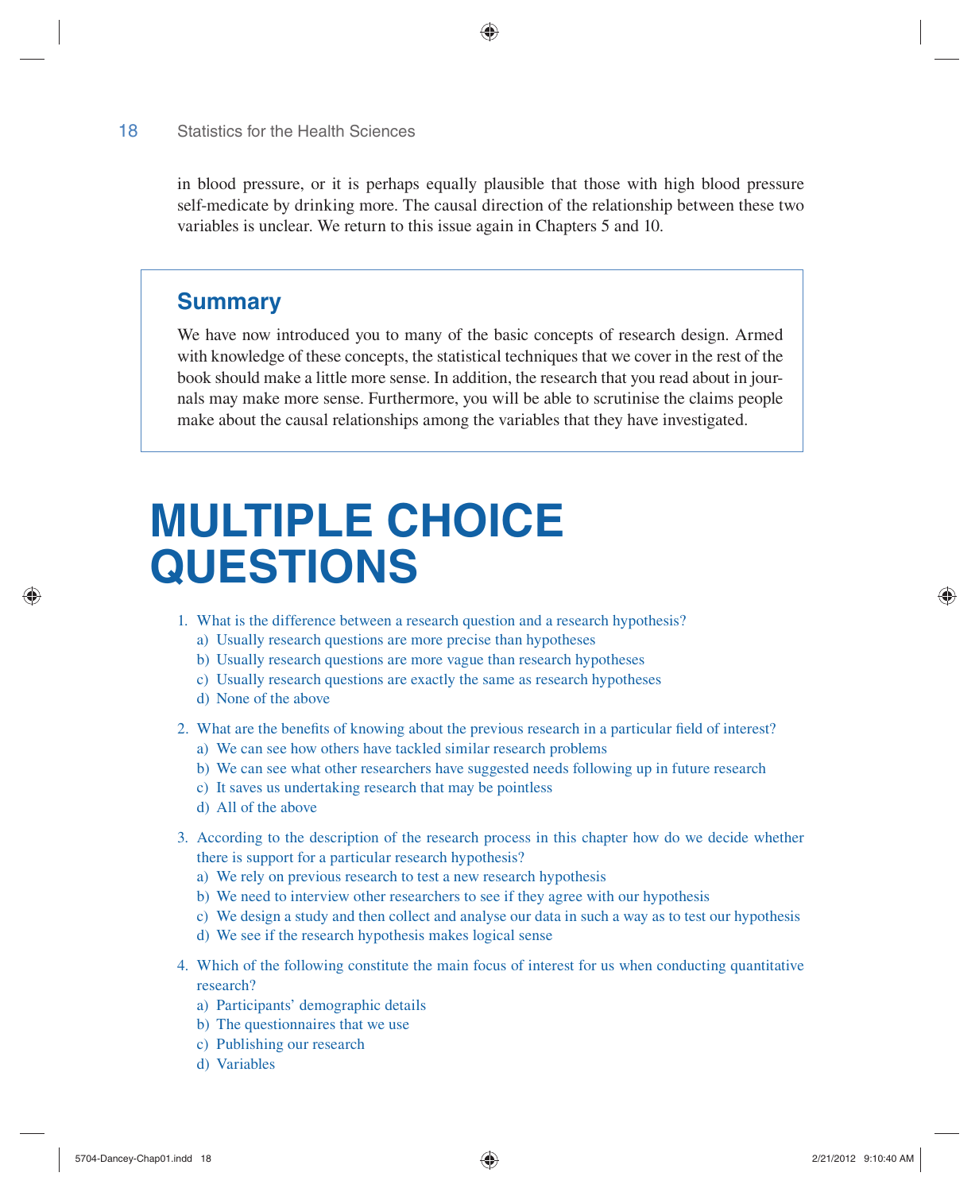in blood pressure, or it is perhaps equally plausible that those with high blood pressure self-medicate by drinking more. The causal direction of the relationship between these two variables is unclear. We return to this issue again in Chapters 5 and 10.

## Summary

We have now introduced you to many of the basic concepts of research design. Armed with knowledge of these concepts, the statistical techniques that we cover in the rest of the book should make a little more sense. In addition, the research that you read about in journals may make more sense. Furthermore, you will be able to scrutinise the claims people make about the causal relationships among the variables that they have investigated.

# MULTIPLE CHOICE QUESTIONS

1. What is the difference between a research question and a research hypothesis?
   a) Usually research questions are more precise than hypotheses
   b) Usually research questions are more vague than research hypotheses
   c) Usually research questions are exactly the same as research hypotheses
   d) None of the above

2. What are the benefits of knowing about the previous research in a particular field of interest?
   a) We can see how others have tackled similar research problems
   b) We can see what other researchers have suggested needs following up in future research
   c) It saves us undertaking research that may be pointless
   d) All of the above

3. According to the description of the research process in this chapter how do we decide whether there is support for a particular research hypothesis?
   a) We rely on previous research to test a new research hypothesis
   b) We need to interview other researchers to see if they agree with our hypothesis
   c) We design a study and then collect and analyse our data in such a way as to test our hypothesis
   d) We see if the research hypothesis makes logical sense

4. Which of the following constitute the main focus of interest for us when conducting quantitative research?
   a) Participants' demographic details
   b) The questionnaires that we use
   c) Publishing our research
   d) Variables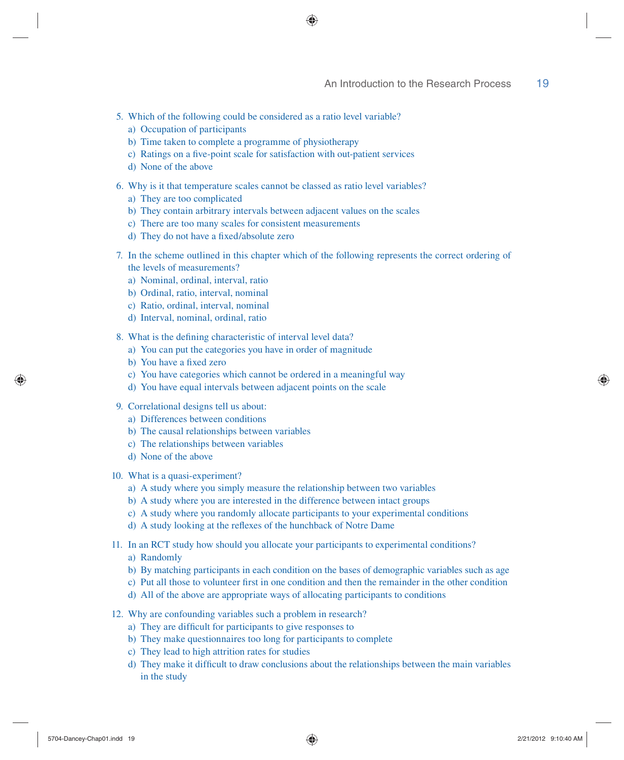5. Which of the following could be considered as a ratio level variable?
   a) Occupation of participants
   b) Time taken to complete a programme of physiotherapy
   c) Ratings on a five-point scale for satisfaction with out-patient services
   d) None of the above

6. Why is it that temperature scales cannot be classed as ratio level variables?
   a) They are too complicated
   b) They contain arbitrary intervals between adjacent values on the scales
   c) There are too many scales for consistent measurements
   d) They do not have a fixed/absolute zero

7. In the scheme outlined in this chapter which of the following represents the correct ordering of the levels of measurements?
   a) Nominal, ordinal, interval, ratio
   b) Ordinal, ratio, interval, nominal
   c) Ratio, ordinal, interval, nominal
   d) Interval, nominal, ordinal, ratio

8. What is the defining characteristic of interval level data?
   a) You can put the categories you have in order of magnitude
   b) You have a fixed zero
   c) You have categories which cannot be ordered in a meaningful way
   d) You have equal intervals between adjacent points on the scale

9. Correlational designs tell us about:
   a) Differences between conditions
   b) The causal relationships between variables
   c) The relationships between variables
   d) None of the above

10. What is a quasi-experiment?
    a) A study where you simply measure the relationship between two variables
    b) A study where you are interested in the difference between intact groups
    c) A study where you randomly allocate participants to your experimental conditions
    d) A study looking at the reflexes of the hunchback of Notre Dame

11. In an RCT study how should you allocate your participants to experimental conditions?
    a) Randomly
    b) By matching participants in each condition on the bases of demographic variables such as age
    c) Put all those to volunteer first in one condition and then the remainder in the other condition
    d) All of the above are appropriate ways of allocating participants to conditions

12. Why are confounding variables such a problem in research?
    a) They are difficult for participants to give responses to
    b) They make questionnaires too long for participants to complete
    c) They lead to high attrition rates for studies
    d) They make it difficult to draw conclusions about the relationships between the main variables in the study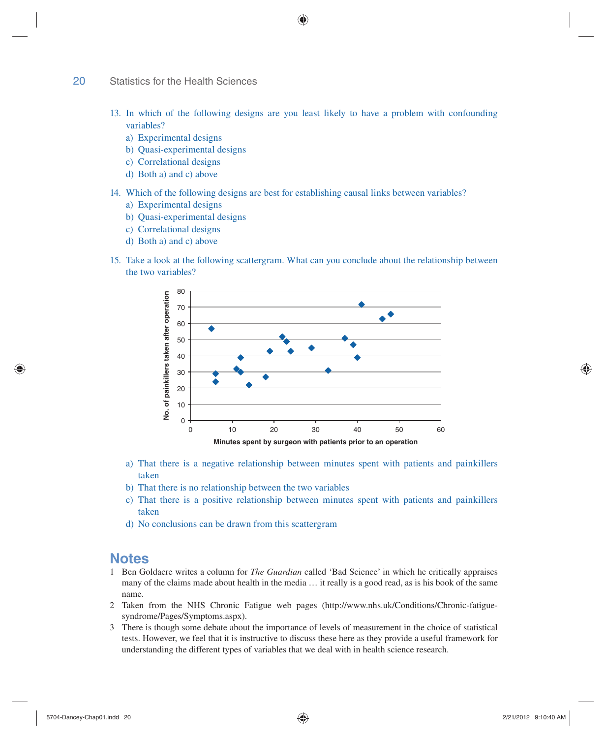13. In which of the following designs are you least likely to have a problem with confounding variables?
    a) Experimental designs
    b) Quasi-experimental designs
    c) Correlational designs
    d) Both a) and c) above

14. Which of the following designs are best for establishing causal links between variables?
    a) Experimental designs
    b) Quasi-experimental designs
    c) Correlational designs
    d) Both a) and c) above

15. Take a look at the following scattergram. What can you conclude about the relationship between the two variables?

No. of painkillers taken after operation

80
70
60
50
40
30
20
10
0

0 10 20 30 40 50 60

Minutes spent by surgeon with patients prior to an operation

    a) That there is a negative relationship between minutes spent with patients and painkillers taken
    b) That there is no relationship between the two variables
    c) That there is a positive relationship between minutes spent with patients and painkillers taken
    d) No conclusions can be drawn from this scattergram

## Notes

1 Ben Goldacre writes a column for *The Guardian* called 'Bad Science' in which he critically appraises many of the claims made about health in the media … it really is a good read, as is his book of the same name.

2 Taken from the NHS Chronic Fatigue web pages (http://www.nhs.uk/Conditions/Chronic-fatigue-syndrome/Pages/Symptoms.aspx).

3 There is though some debate about the importance of levels of measurement in the choice of statistical tests. However, we feel that it is instructive to discuss these here as they provide a useful framework for understanding the different types of variables that we deal with in health science research.